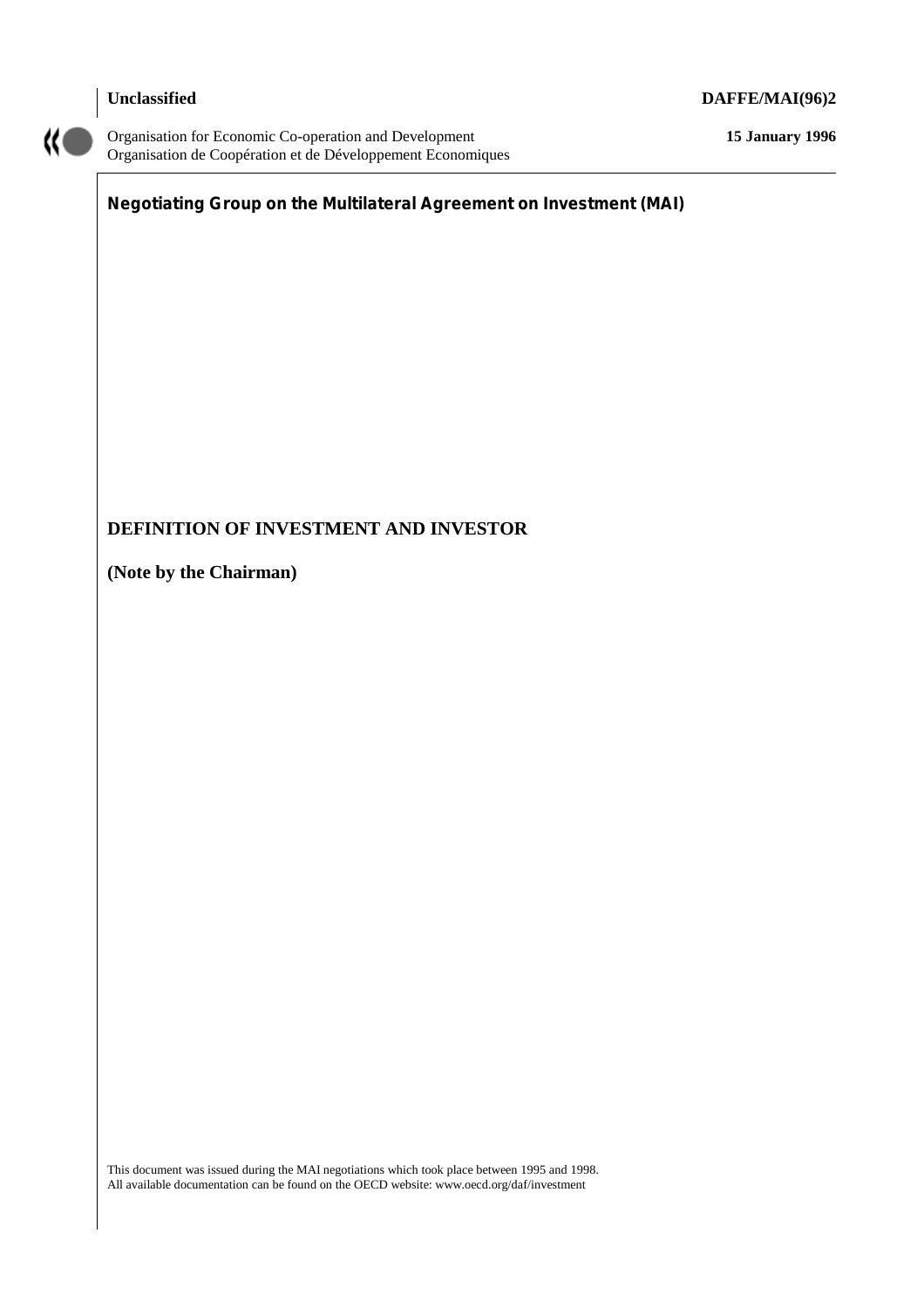**Unclassified** **DAFFE/MAI(96)2**

Organisation for Economic Co-operation and Development
Organisation de Coopération et de Développement Economiques

**15 January 1996**

**Negotiating Group on the Multilateral Agreement on Investment (MAI)**

# DEFINITION OF INVESTMENT AND INVESTOR

**(Note by the Chairman)**

This document was issued during the MAI negotiations which took place between 1995 and 1998.
All available documentation can be found on the OECD website: www.oecd.org/daf/investment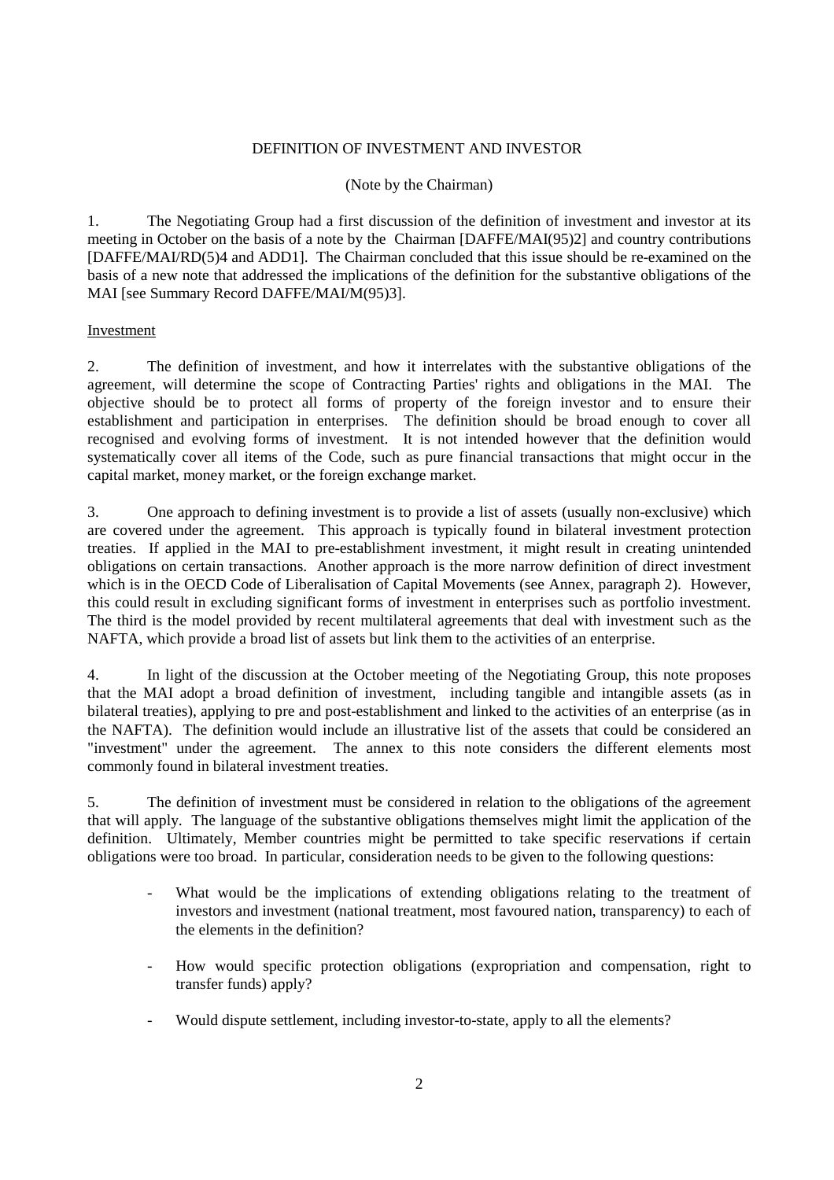# DEFINITION OF INVESTMENT AND INVESTOR

(Note by the Chairman)

1. The Negotiating Group had a first discussion of the definition of investment and investor at its meeting in October on the basis of a note by the Chairman [DAFFE/MAI(95)2] and country contributions [DAFFE/MAI/RD(5)4 and ADD1]. The Chairman concluded that this issue should be re-examined on the basis of a new note that addressed the implications of the definition for the substantive obligations of the MAI [see Summary Record DAFFE/MAI/M(95)3].

## Investment

2. The definition of investment, and how it interrelates with the substantive obligations of the agreement, will determine the scope of Contracting Parties' rights and obligations in the MAI. The objective should be to protect all forms of property of the foreign investor and to ensure their establishment and participation in enterprises. The definition should be broad enough to cover all recognised and evolving forms of investment. It is not intended however that the definition would systematically cover all items of the Code, such as pure financial transactions that might occur in the capital market, money market, or the foreign exchange market.

3. One approach to defining investment is to provide a list of assets (usually non-exclusive) which are covered under the agreement. This approach is typically found in bilateral investment protection treaties. If applied in the MAI to pre-establishment investment, it might result in creating unintended obligations on certain transactions. Another approach is the more narrow definition of direct investment which is in the OECD Code of Liberalisation of Capital Movements (see Annex, paragraph 2). However, this could result in excluding significant forms of investment in enterprises such as portfolio investment. The third is the model provided by recent multilateral agreements that deal with investment such as the NAFTA, which provide a broad list of assets but link them to the activities of an enterprise.

4. In light of the discussion at the October meeting of the Negotiating Group, this note proposes that the MAI adopt a broad definition of investment, including tangible and intangible assets (as in bilateral treaties), applying to pre and post-establishment and linked to the activities of an enterprise (as in the NAFTA). The definition would include an illustrative list of the assets that could be considered an "investment" under the agreement. The annex to this note considers the different elements most commonly found in bilateral investment treaties.

5. The definition of investment must be considered in relation to the obligations of the agreement that will apply. The language of the substantive obligations themselves might limit the application of the definition. Ultimately, Member countries might be permitted to take specific reservations if certain obligations were too broad. In particular, consideration needs to be given to the following questions:

- What would be the implications of extending obligations relating to the treatment of investors and investment (national treatment, most favoured nation, transparency) to each of the elements in the definition?

- How would specific protection obligations (expropriation and compensation, right to transfer funds) apply?

- Would dispute settlement, including investor-to-state, apply to all the elements?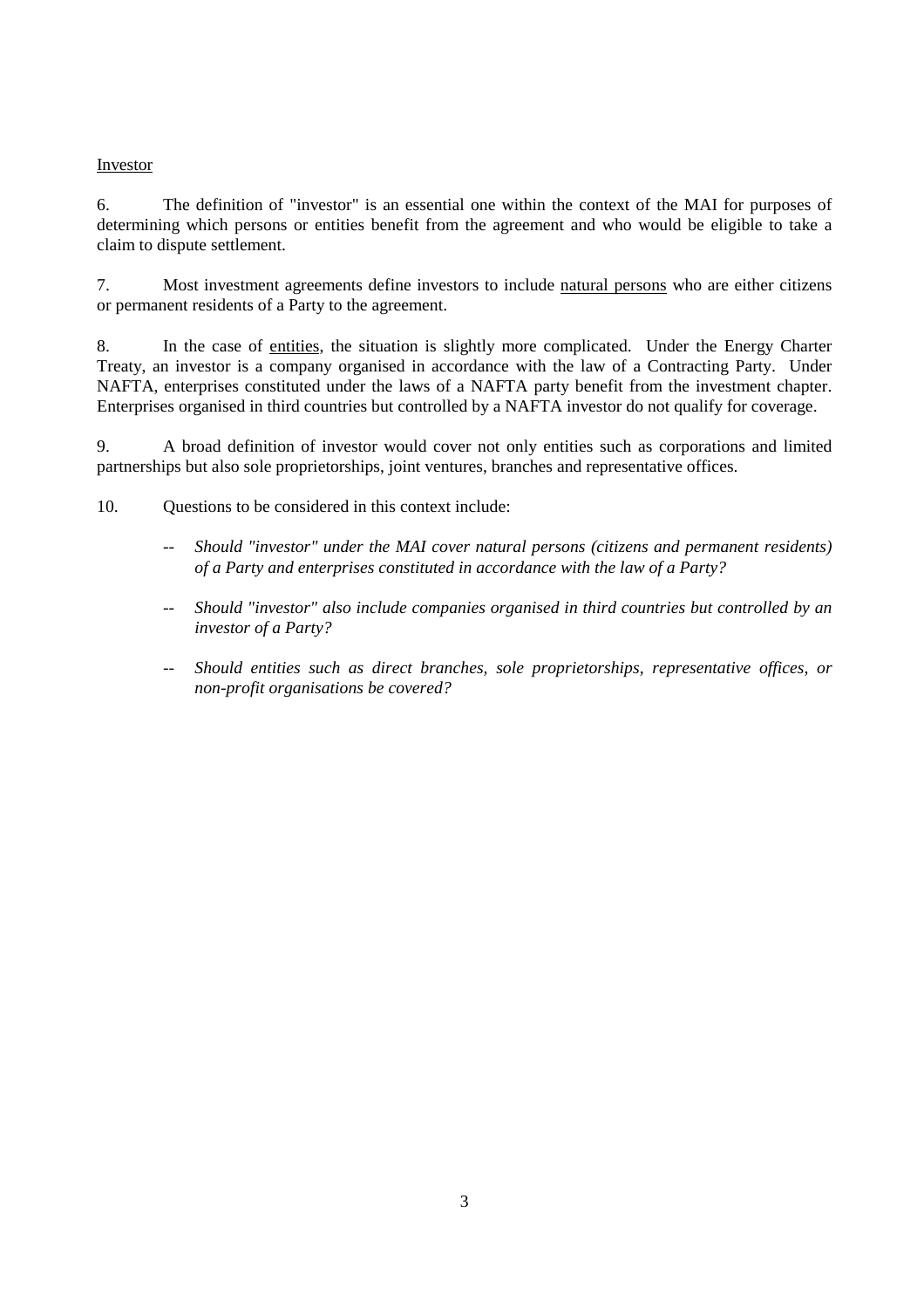Investor

6. The definition of "investor" is an essential one within the context of the MAI for purposes of determining which persons or entities benefit from the agreement and who would be eligible to take a claim to dispute settlement.

7. Most investment agreements define investors to include natural persons who are either citizens or permanent residents of a Party to the agreement.

8. In the case of entities, the situation is slightly more complicated. Under the Energy Charter Treaty, an investor is a company organised in accordance with the law of a Contracting Party. Under NAFTA, enterprises constituted under the laws of a NAFTA party benefit from the investment chapter. Enterprises organised in third countries but controlled by a NAFTA investor do not qualify for coverage.

9. A broad definition of investor would cover not only entities such as corporations and limited partnerships but also sole proprietorships, joint ventures, branches and representative offices.

10. Questions to be considered in this context include:

- *Should "investor" under the MAI cover natural persons (citizens and permanent residents) of a Party and enterprises constituted in accordance with the law of a Party?*

- *Should "investor" also include companies organised in third countries but controlled by an investor of a Party?*

- *Should entities such as direct branches, sole proprietorships, representative offices, or non-profit organisations be covered?*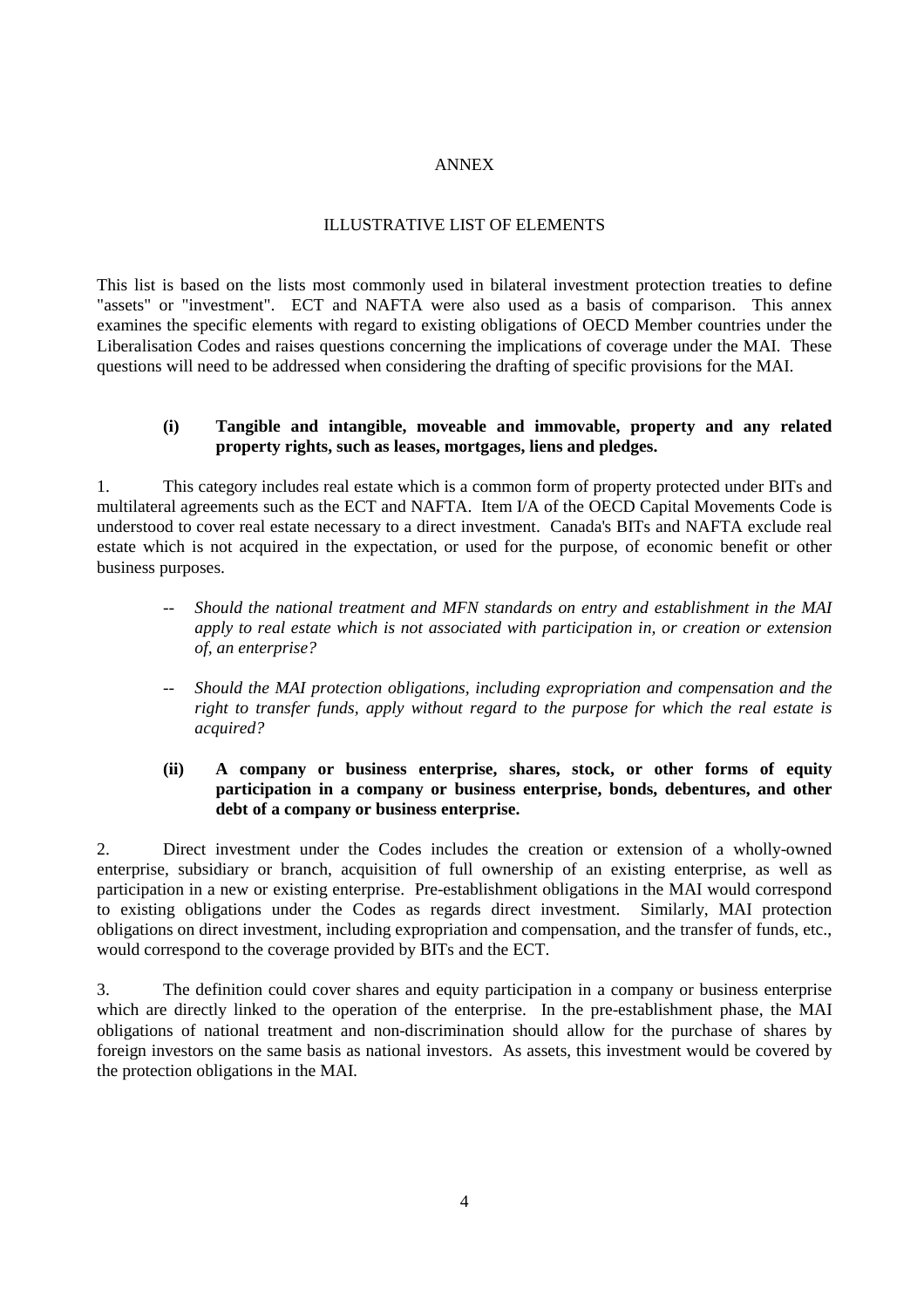# ANNEX

## ILLUSTRATIVE LIST OF ELEMENTS

This list is based on the lists most commonly used in bilateral investment protection treaties to define "assets" or "investment". ECT and NAFTA were also used as a basis of comparison. This annex examines the specific elements with regard to existing obligations of OECD Member countries under the Liberalisation Codes and raises questions concerning the implications of coverage under the MAI. These questions will need to be addressed when considering the drafting of specific provisions for the MAI.

### (i) Tangible and intangible, moveable and immovable, property and any related property rights, such as leases, mortgages, liens and pledges.

1. This category includes real estate which is a common form of property protected under BITs and multilateral agreements such as the ECT and NAFTA. Item I/A of the OECD Capital Movements Code is understood to cover real estate necessary to a direct investment. Canada's BITs and NAFTA exclude real estate which is not acquired in the expectation, or used for the purpose, of economic benefit or other business purposes.

-- *Should the national treatment and MFN standards on entry and establishment in the MAI apply to real estate which is not associated with participation in, or creation or extension of, an enterprise?*

-- *Should the MAI protection obligations, including expropriation and compensation and the right to transfer funds, apply without regard to the purpose for which the real estate is acquired?*

### (ii) A company or business enterprise, shares, stock, or other forms of equity participation in a company or business enterprise, bonds, debentures, and other debt of a company or business enterprise.

2. Direct investment under the Codes includes the creation or extension of a wholly-owned enterprise, subsidiary or branch, acquisition of full ownership of an existing enterprise, as well as participation in a new or existing enterprise. Pre-establishment obligations in the MAI would correspond to existing obligations under the Codes as regards direct investment. Similarly, MAI protection obligations on direct investment, including expropriation and compensation, and the transfer of funds, etc., would correspond to the coverage provided by BITs and the ECT.

3. The definition could cover shares and equity participation in a company or business enterprise which are directly linked to the operation of the enterprise. In the pre-establishment phase, the MAI obligations of national treatment and non-discrimination should allow for the purchase of shares by foreign investors on the same basis as national investors. As assets, this investment would be covered by the protection obligations in the MAI.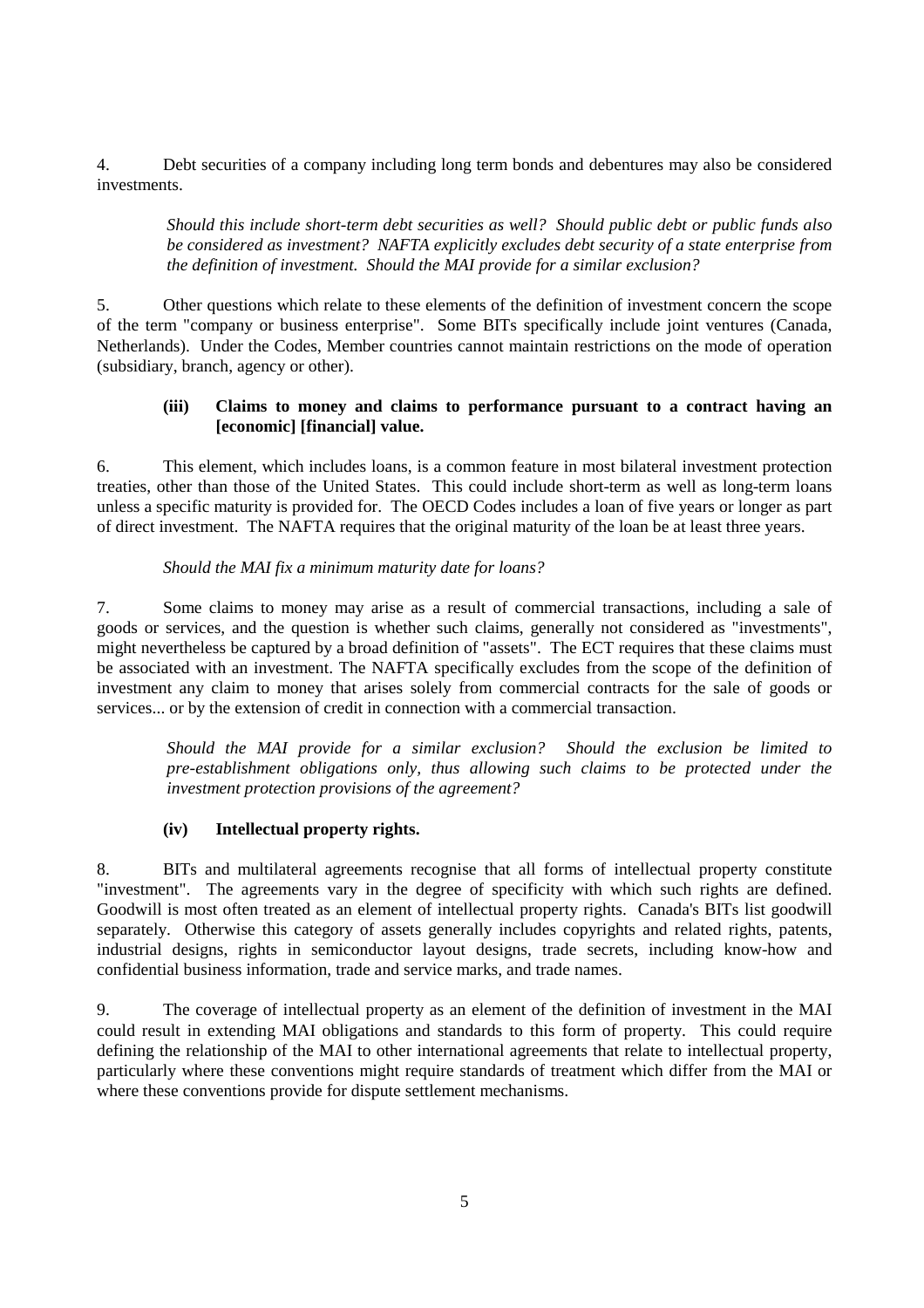4. Debt securities of a company including long term bonds and debentures may also be considered investments.

> *Should this include short-term debt securities as well? Should public debt or public funds also be considered as investment? NAFTA explicitly excludes debt security of a state enterprise from the definition of investment. Should the MAI provide for a similar exclusion?*

5. Other questions which relate to these elements of the definition of investment concern the scope of the term "company or business enterprise". Some BITs specifically include joint ventures (Canada, Netherlands). Under the Codes, Member countries cannot maintain restrictions on the mode of operation (subsidiary, branch, agency or other).

### (iii) Claims to money and claims to performance pursuant to a contract having an [economic] [financial] value.

6. This element, which includes loans, is a common feature in most bilateral investment protection treaties, other than those of the United States. This could include short-term as well as long-term loans unless a specific maturity is provided for. The OECD Codes includes a loan of five years or longer as part of direct investment. The NAFTA requires that the original maturity of the loan be at least three years.

> *Should the MAI fix a minimum maturity date for loans?*

7. Some claims to money may arise as a result of commercial transactions, including a sale of goods or services, and the question is whether such claims, generally not considered as "investments", might nevertheless be captured by a broad definition of "assets". The ECT requires that these claims must be associated with an investment. The NAFTA specifically excludes from the scope of the definition of investment any claim to money that arises solely from commercial contracts for the sale of goods or services... or by the extension of credit in connection with a commercial transaction.

> *Should the MAI provide for a similar exclusion? Should the exclusion be limited to pre-establishment obligations only, thus allowing such claims to be protected under the investment protection provisions of the agreement?*

### (iv) Intellectual property rights.

8. BITs and multilateral agreements recognise that all forms of intellectual property constitute "investment". The agreements vary in the degree of specificity with which such rights are defined. Goodwill is most often treated as an element of intellectual property rights. Canada's BITs list goodwill separately. Otherwise this category of assets generally includes copyrights and related rights, patents, industrial designs, rights in semiconductor layout designs, trade secrets, including know-how and confidential business information, trade and service marks, and trade names.

9. The coverage of intellectual property as an element of the definition of investment in the MAI could result in extending MAI obligations and standards to this form of property. This could require defining the relationship of the MAI to other international agreements that relate to intellectual property, particularly where these conventions might require standards of treatment which differ from the MAI or where these conventions provide for dispute settlement mechanisms.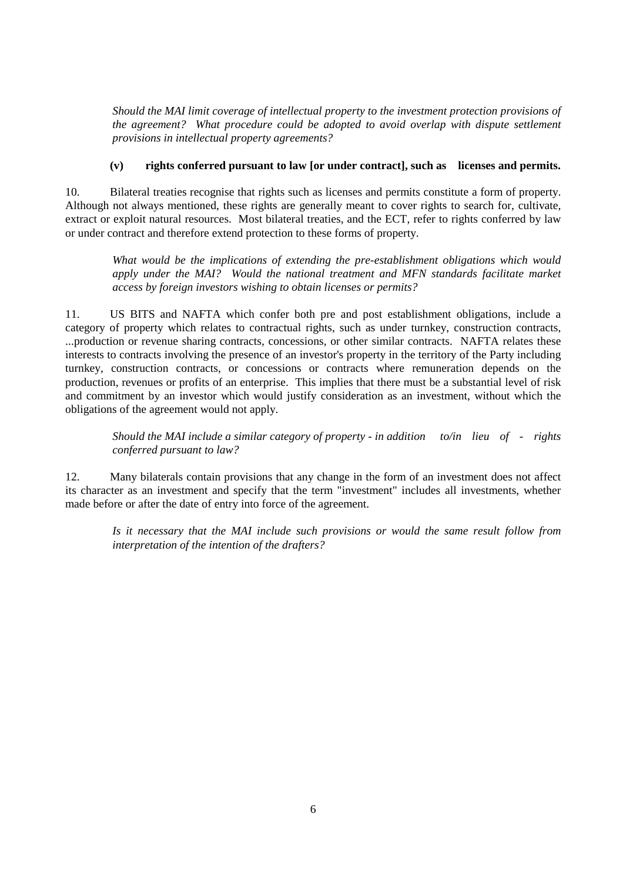*Should the MAI limit coverage of intellectual property to the investment protection provisions of the agreement? What procedure could be adopted to avoid overlap with dispute settlement provisions in intellectual property agreements?*

**(v) rights conferred pursuant to law [or under contract], such as licenses and permits.**

10. Bilateral treaties recognise that rights such as licenses and permits constitute a form of property. Although not always mentioned, these rights are generally meant to cover rights to search for, cultivate, extract or exploit natural resources. Most bilateral treaties, and the ECT, refer to rights conferred by law or under contract and therefore extend protection to these forms of property.

*What would be the implications of extending the pre-establishment obligations which would apply under the MAI? Would the national treatment and MFN standards facilitate market access by foreign investors wishing to obtain licenses or permits?*

11. US BITS and NAFTA which confer both pre and post establishment obligations, include a category of property which relates to contractual rights, such as under turnkey, construction contracts, ...production or revenue sharing contracts, concessions, or other similar contracts. NAFTA relates these interests to contracts involving the presence of an investor's property in the territory of the Party including turnkey, construction contracts, or concessions or contracts where remuneration depends on the production, revenues or profits of an enterprise. This implies that there must be a substantial level of risk and commitment by an investor which would justify consideration as an investment, without which the obligations of the agreement would not apply.

*Should the MAI include a similar category of property - in addition to/in lieu of - rights conferred pursuant to law?*

12. Many bilaterals contain provisions that any change in the form of an investment does not affect its character as an investment and specify that the term "investment" includes all investments, whether made before or after the date of entry into force of the agreement.

*Is it necessary that the MAI include such provisions or would the same result follow from interpretation of the intention of the drafters?*